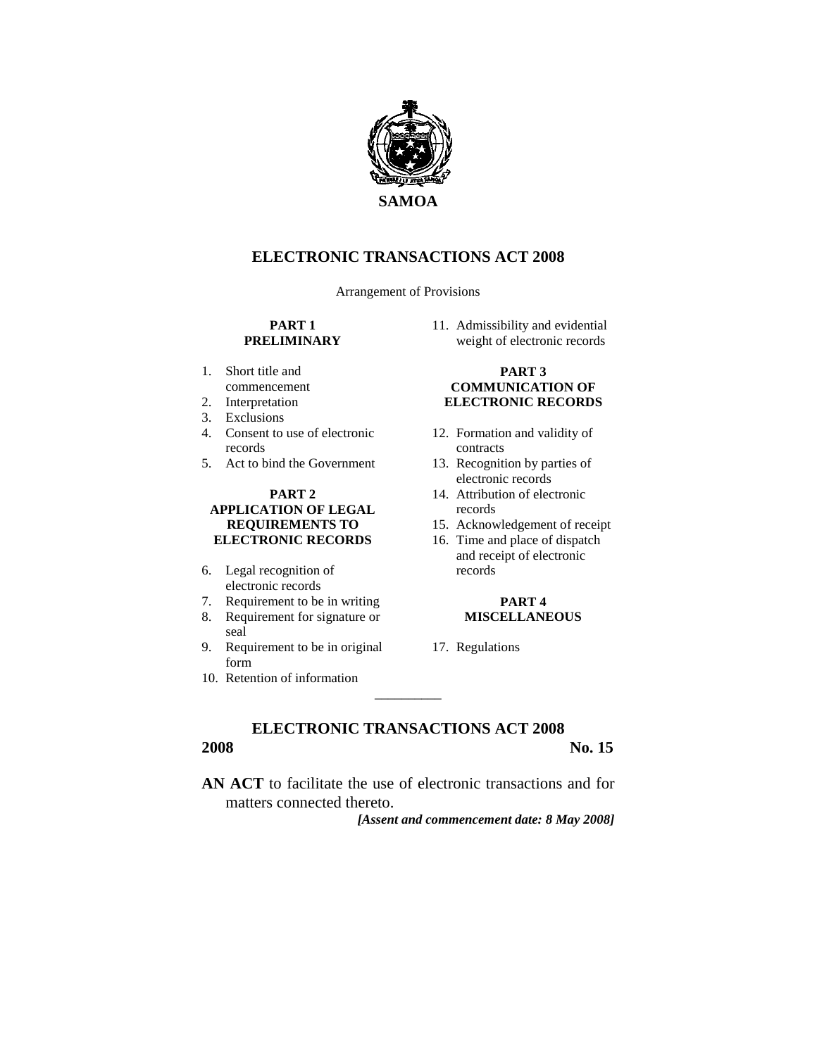**SAMOA**

# ELECTRONIC TRANSACTIONS ACT 2008

Arrangement of Provisions

**PART 1**
**PRELIMINARY**

1. Short title and commencement
2. Interpretation
3. Exclusions
4. Consent to use of electronic records
5. Act to bind the Government

**PART 2**
**APPLICATION OF LEGAL REQUIREMENTS TO ELECTRONIC RECORDS**

6. Legal recognition of electronic records
7. Requirement to be in writing
8. Requirement for signature or seal
9. Requirement to be in original form
10. Retention of information
11. Admissibility and evidential weight of electronic records

**PART 3**
**COMMUNICATION OF ELECTRONIC RECORDS**

12. Formation and validity of contracts
13. Recognition by parties of electronic records
14. Attribution of electronic records
15. Acknowledgement of receipt
16. Time and place of dispatch and receipt of electronic records

**PART 4**
**MISCELLANEOUS**

17. Regulations

---

## ELECTRONIC TRANSACTIONS ACT 2008

**2008** **No. 15**

**AN ACT** to facilitate the use of electronic transactions and for matters connected thereto.

***[Assent and commencement date: 8 May 2008]***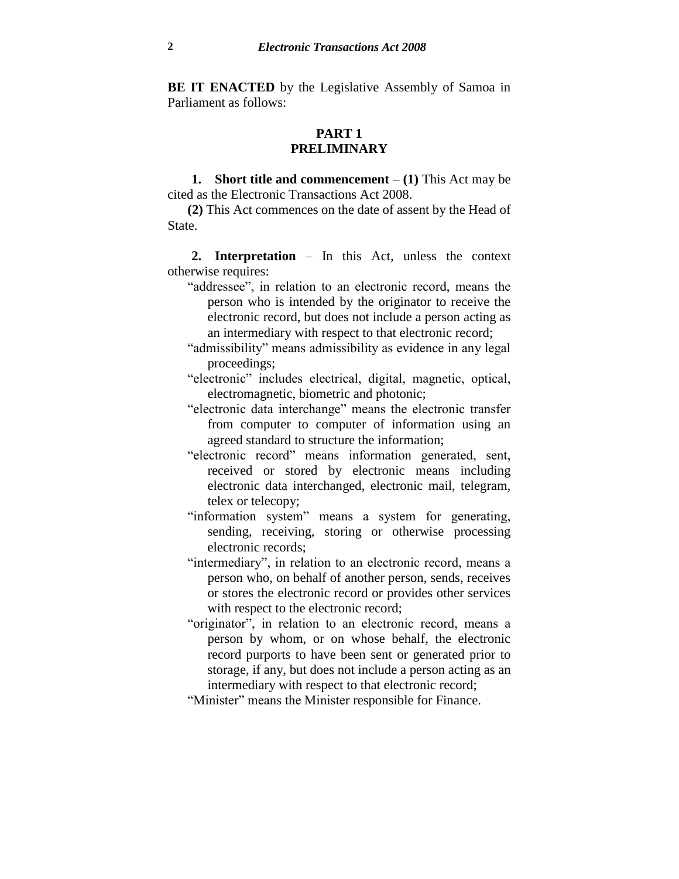**BE IT ENACTED** by the Legislative Assembly of Samoa in Parliament as follows:

## PART 1
## PRELIMINARY

**1. Short title and commencement** – **(1)** This Act may be cited as the Electronic Transactions Act 2008.

**(2)** This Act commences on the date of assent by the Head of State.

**2. Interpretation** – In this Act, unless the context otherwise requires:

"addressee", in relation to an electronic record, means the person who is intended by the originator to receive the electronic record, but does not include a person acting as an intermediary with respect to that electronic record;

"admissibility" means admissibility as evidence in any legal proceedings;

"electronic" includes electrical, digital, magnetic, optical, electromagnetic, biometric and photonic;

"electronic data interchange" means the electronic transfer from computer to computer of information using an agreed standard to structure the information;

"electronic record" means information generated, sent, received or stored by electronic means including electronic data interchanged, electronic mail, telegram, telex or telecopy;

"information system" means a system for generating, sending, receiving, storing or otherwise processing electronic records;

"intermediary", in relation to an electronic record, means a person who, on behalf of another person, sends, receives or stores the electronic record or provides other services with respect to the electronic record;

"originator", in relation to an electronic record, means a person by whom, or on whose behalf, the electronic record purports to have been sent or generated prior to storage, if any, but does not include a person acting as an intermediary with respect to that electronic record;

"Minister" means the Minister responsible for Finance.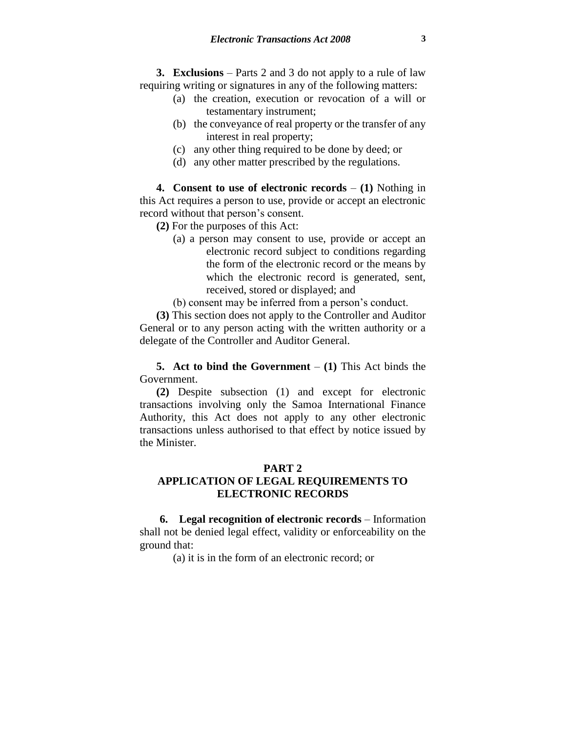**3. Exclusions** – Parts 2 and 3 do not apply to a rule of law requiring writing or signatures in any of the following matters:

(a) the creation, execution or revocation of a will or testamentary instrument;

(b) the conveyance of real property or the transfer of any interest in real property;

(c) any other thing required to be done by deed; or

(d) any other matter prescribed by the regulations.

**4. Consent to use of electronic records** – **(1)** Nothing in this Act requires a person to use, provide or accept an electronic record without that person's consent.

**(2)** For the purposes of this Act:

(a) a person may consent to use, provide or accept an electronic record subject to conditions regarding the form of the electronic record or the means by which the electronic record is generated, sent, received, stored or displayed; and

(b) consent may be inferred from a person's conduct.

**(3)** This section does not apply to the Controller and Auditor General or to any person acting with the written authority or a delegate of the Controller and Auditor General.

**5. Act to bind the Government** – **(1)** This Act binds the Government.

**(2)** Despite subsection (1) and except for electronic transactions involving only the Samoa International Finance Authority, this Act does not apply to any other electronic transactions unless authorised to that effect by notice issued by the Minister.

## PART 2
## APPLICATION OF LEGAL REQUIREMENTS TO ELECTRONIC RECORDS

**6. Legal recognition of electronic records** – Information shall not be denied legal effect, validity or enforceability on the ground that:

(a) it is in the form of an electronic record; or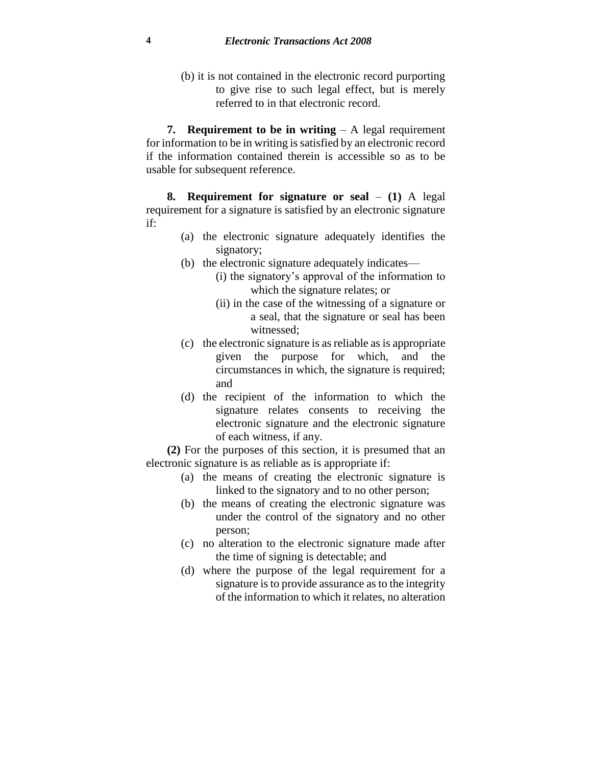(b) it is not contained in the electronic record purporting to give rise to such legal effect, but is merely referred to in that electronic record.

**7. Requirement to be in writing** – A legal requirement for information to be in writing is satisfied by an electronic record if the information contained therein is accessible so as to be usable for subsequent reference.

**8. Requirement for signature or seal** – **(1)** A legal requirement for a signature is satisfied by an electronic signature if:

- (a) the electronic signature adequately identifies the signatory;
- (b) the electronic signature adequately indicates—
  - (i) the signatory's approval of the information to which the signature relates; or
  - (ii) in the case of the witnessing of a signature or a seal, that the signature or seal has been witnessed;
- (c) the electronic signature is as reliable as is appropriate given the purpose for which, and the circumstances in which, the signature is required; and
- (d) the recipient of the information to which the signature relates consents to receiving the electronic signature and the electronic signature of each witness, if any.

**(2)** For the purposes of this section, it is presumed that an electronic signature is as reliable as is appropriate if:

- (a) the means of creating the electronic signature is linked to the signatory and to no other person;
- (b) the means of creating the electronic signature was under the control of the signatory and no other person;
- (c) no alteration to the electronic signature made after the time of signing is detectable; and
- (d) where the purpose of the legal requirement for a signature is to provide assurance as to the integrity of the information to which it relates, no alteration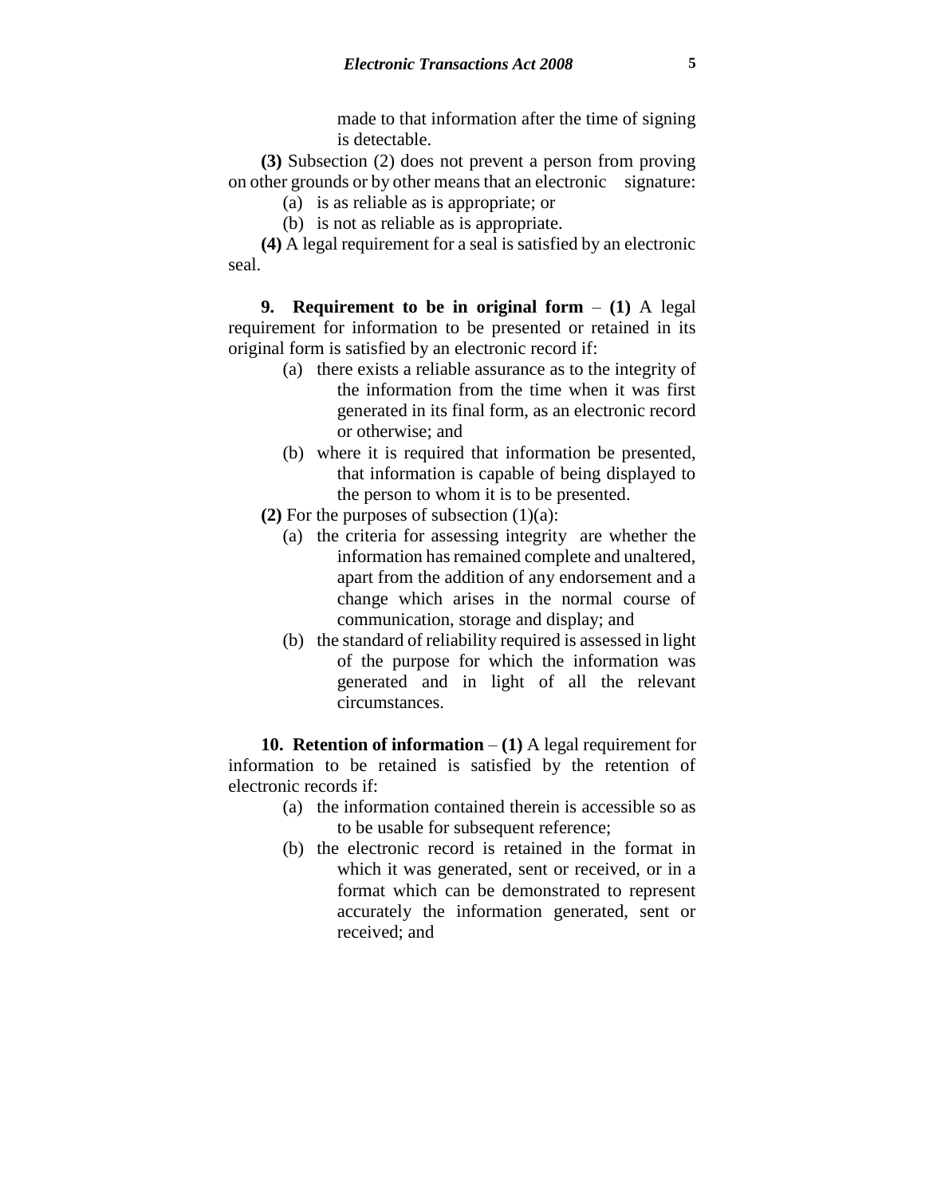made to that information after the time of signing is detectable.

**(3)** Subsection (2) does not prevent a person from proving on other grounds or by other means that an electronic signature:

(a) is as reliable as is appropriate; or

(b) is not as reliable as is appropriate.

**(4)** A legal requirement for a seal is satisfied by an electronic seal.

**9. Requirement to be in original form** – **(1)** A legal requirement for information to be presented or retained in its original form is satisfied by an electronic record if:

(a) there exists a reliable assurance as to the integrity of the information from the time when it was first generated in its final form, as an electronic record or otherwise; and

(b) where it is required that information be presented, that information is capable of being displayed to the person to whom it is to be presented.

**(2)** For the purposes of subsection (1)(a):

(a) the criteria for assessing integrity are whether the information has remained complete and unaltered, apart from the addition of any endorsement and a change which arises in the normal course of communication, storage and display; and

(b) the standard of reliability required is assessed in light of the purpose for which the information was generated and in light of all the relevant circumstances.

**10. Retention of information** – **(1)** A legal requirement for information to be retained is satisfied by the retention of electronic records if:

(a) the information contained therein is accessible so as to be usable for subsequent reference;

(b) the electronic record is retained in the format in which it was generated, sent or received, or in a format which can be demonstrated to represent accurately the information generated, sent or received; and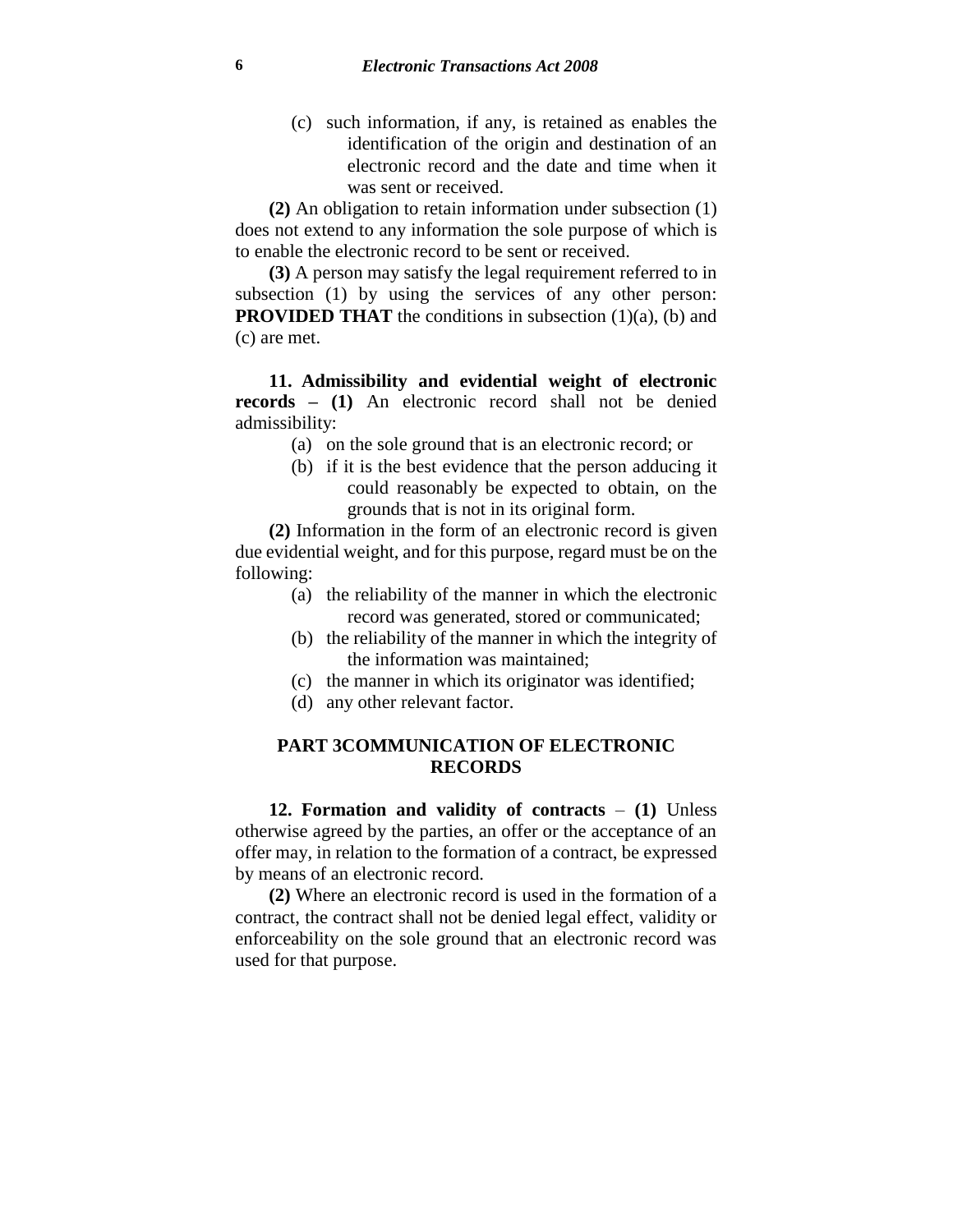(c) such information, if any, is retained as enables the identification of the origin and destination of an electronic record and the date and time when it was sent or received.

**(2)** An obligation to retain information under subsection (1) does not extend to any information the sole purpose of which is to enable the electronic record to be sent or received.

**(3)** A person may satisfy the legal requirement referred to in subsection (1) by using the services of any other person: **PROVIDED THAT** the conditions in subsection (1)(a), (b) and (c) are met.

**11. Admissibility and evidential weight of electronic records – (1)** An electronic record shall not be denied admissibility:

(a) on the sole ground that is an electronic record; or

(b) if it is the best evidence that the person adducing it could reasonably be expected to obtain, on the grounds that is not in its original form.

**(2)** Information in the form of an electronic record is given due evidential weight, and for this purpose, regard must be on the following:

(a) the reliability of the manner in which the electronic record was generated, stored or communicated;

(b) the reliability of the manner in which the integrity of the information was maintained;

(c) the manner in which its originator was identified;

(d) any other relevant factor.

## PART 3COMMUNICATION OF ELECTRONIC RECORDS

**12. Formation and validity of contracts – (1)** Unless otherwise agreed by the parties, an offer or the acceptance of an offer may, in relation to the formation of a contract, be expressed by means of an electronic record.

**(2)** Where an electronic record is used in the formation of a contract, the contract shall not be denied legal effect, validity or enforceability on the sole ground that an electronic record was used for that purpose.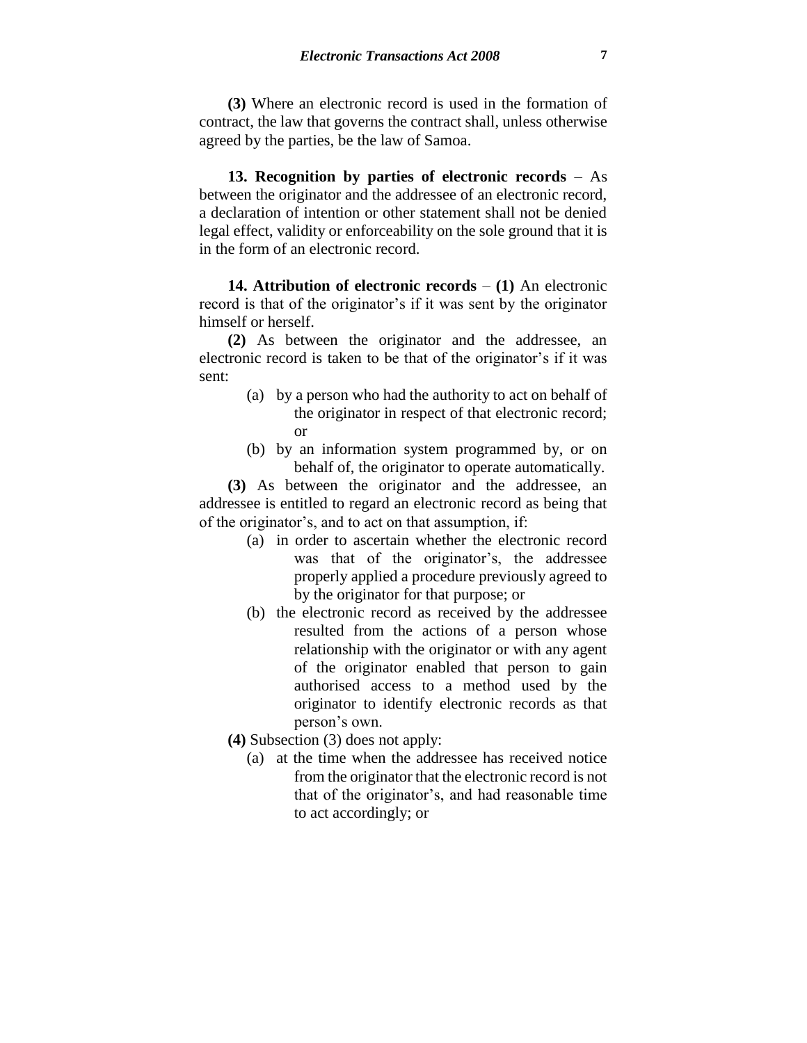**(3)** Where an electronic record is used in the formation of contract, the law that governs the contract shall, unless otherwise agreed by the parties, be the law of Samoa.

**13. Recognition by parties of electronic records** – As between the originator and the addressee of an electronic record, a declaration of intention or other statement shall not be denied legal effect, validity or enforceability on the sole ground that it is in the form of an electronic record.

**14. Attribution of electronic records** – **(1)** An electronic record is that of the originator's if it was sent by the originator himself or herself.

**(2)** As between the originator and the addressee, an electronic record is taken to be that of the originator's if it was sent:

- (a) by a person who had the authority to act on behalf of the originator in respect of that electronic record; or
- (b) by an information system programmed by, or on behalf of, the originator to operate automatically.

**(3)** As between the originator and the addressee, an addressee is entitled to regard an electronic record as being that of the originator's, and to act on that assumption, if:

- (a) in order to ascertain whether the electronic record was that of the originator's, the addressee properly applied a procedure previously agreed to by the originator for that purpose; or
- (b) the electronic record as received by the addressee resulted from the actions of a person whose relationship with the originator or with any agent of the originator enabled that person to gain authorised access to a method used by the originator to identify electronic records as that person's own.

**(4)** Subsection (3) does not apply:

- (a) at the time when the addressee has received notice from the originator that the electronic record is not that of the originator's, and had reasonable time to act accordingly; or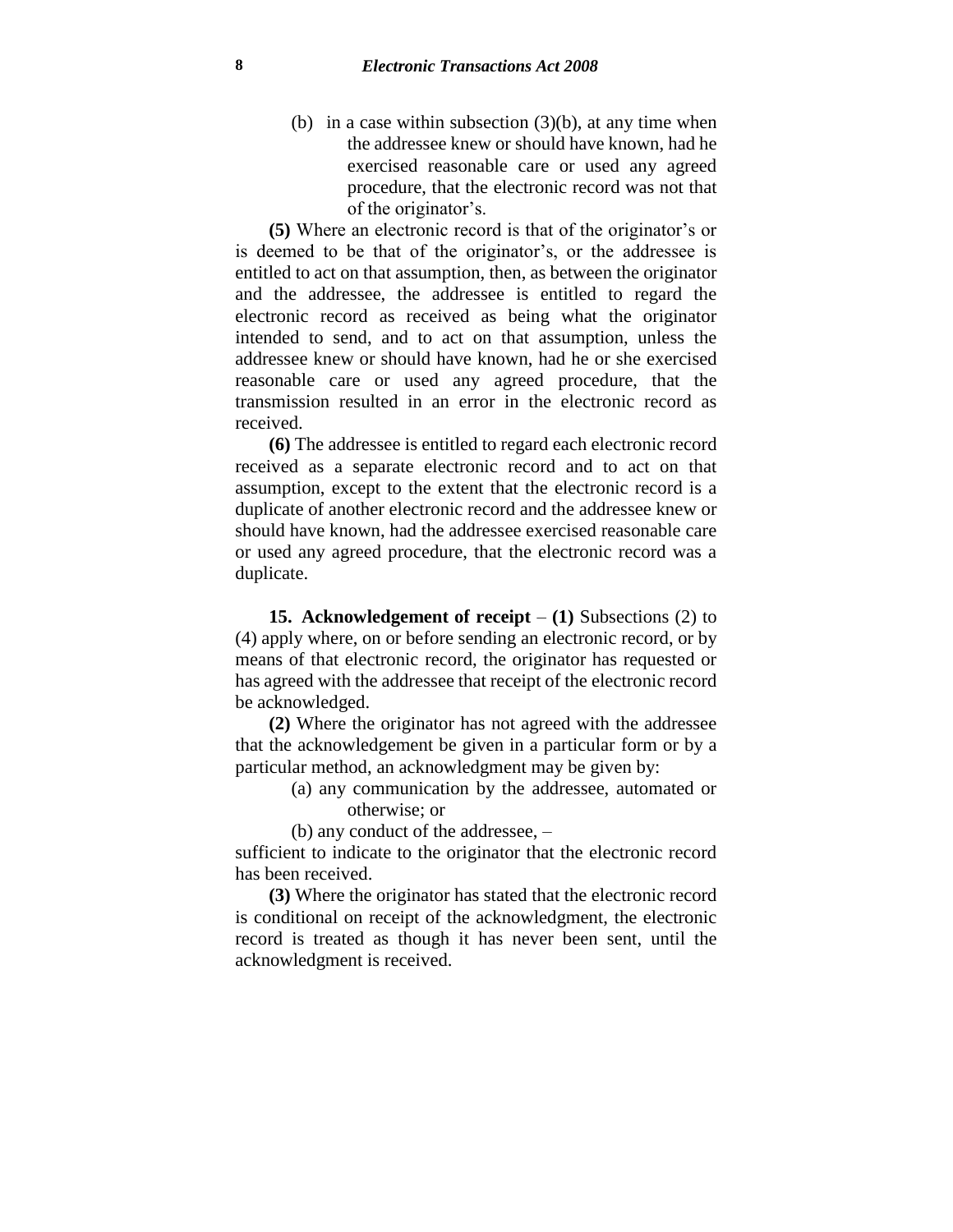(b) in a case within subsection (3)(b), at any time when the addressee knew or should have known, had he exercised reasonable care or used any agreed procedure, that the electronic record was not that of the originator's.

**(5)** Where an electronic record is that of the originator's or is deemed to be that of the originator's, or the addressee is entitled to act on that assumption, then, as between the originator and the addressee, the addressee is entitled to regard the electronic record as received as being what the originator intended to send, and to act on that assumption, unless the addressee knew or should have known, had he or she exercised reasonable care or used any agreed procedure, that the transmission resulted in an error in the electronic record as received.

**(6)** The addressee is entitled to regard each electronic record received as a separate electronic record and to act on that assumption, except to the extent that the electronic record is a duplicate of another electronic record and the addressee knew or should have known, had the addressee exercised reasonable care or used any agreed procedure, that the electronic record was a duplicate.

**15. Acknowledgement of receipt** – **(1)** Subsections (2) to (4) apply where, on or before sending an electronic record, or by means of that electronic record, the originator has requested or has agreed with the addressee that receipt of the electronic record be acknowledged.

**(2)** Where the originator has not agreed with the addressee that the acknowledgement be given in a particular form or by a particular method, an acknowledgment may be given by:

(a) any communication by the addressee, automated or otherwise; or

(b) any conduct of the addressee, –

sufficient to indicate to the originator that the electronic record has been received.

**(3)** Where the originator has stated that the electronic record is conditional on receipt of the acknowledgment, the electronic record is treated as though it has never been sent, until the acknowledgment is received.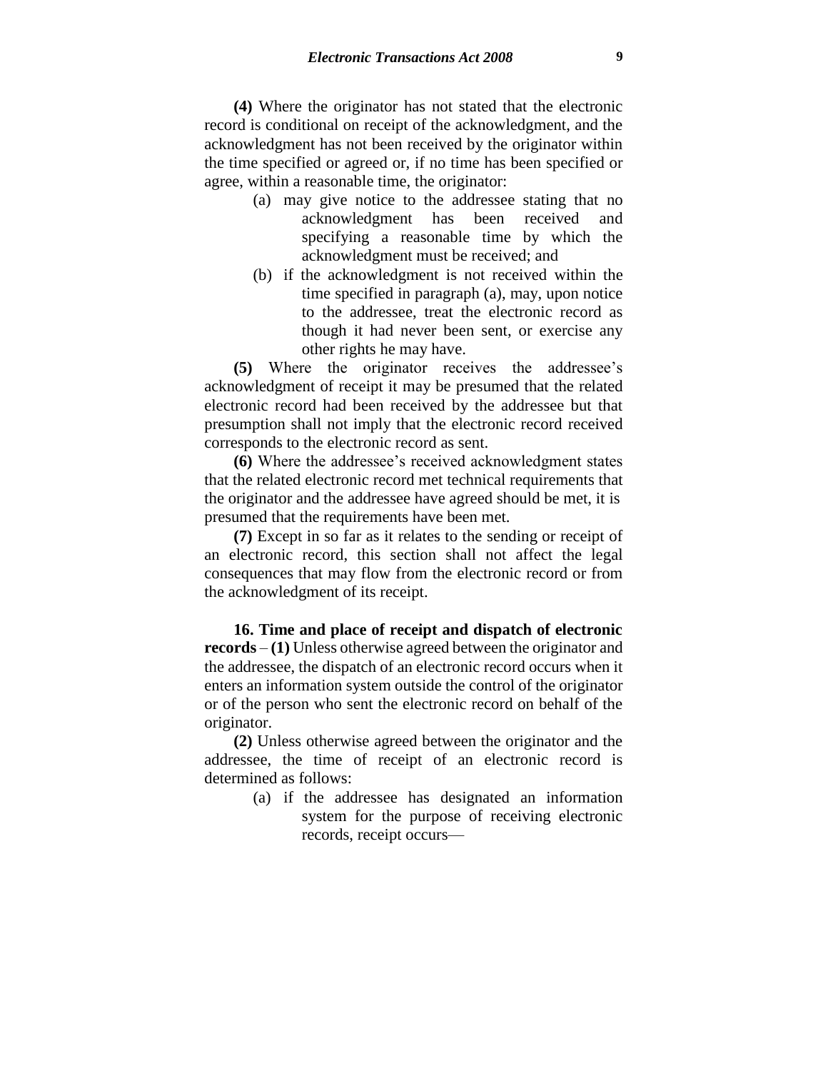**(4)** Where the originator has not stated that the electronic record is conditional on receipt of the acknowledgment, and the acknowledgment has not been received by the originator within the time specified or agreed or, if no time has been specified or agree, within a reasonable time, the originator:

(a) may give notice to the addressee stating that no acknowledgment has been received and specifying a reasonable time by which the acknowledgment must be received; and

(b) if the acknowledgment is not received within the time specified in paragraph (a), may, upon notice to the addressee, treat the electronic record as though it had never been sent, or exercise any other rights he may have.

**(5)** Where the originator receives the addressee's acknowledgment of receipt it may be presumed that the related electronic record had been received by the addressee but that presumption shall not imply that the electronic record received corresponds to the electronic record as sent.

**(6)** Where the addressee's received acknowledgment states that the related electronic record met technical requirements that the originator and the addressee have agreed should be met, it is presumed that the requirements have been met.

**(7)** Except in so far as it relates to the sending or receipt of an electronic record, this section shall not affect the legal consequences that may flow from the electronic record or from the acknowledgment of its receipt.

**16. Time and place of receipt and dispatch of electronic records** – **(1)** Unless otherwise agreed between the originator and the addressee, the dispatch of an electronic record occurs when it enters an information system outside the control of the originator or of the person who sent the electronic record on behalf of the originator.

**(2)** Unless otherwise agreed between the originator and the addressee, the time of receipt of an electronic record is determined as follows:

(a) if the addressee has designated an information system for the purpose of receiving electronic records, receipt occurs—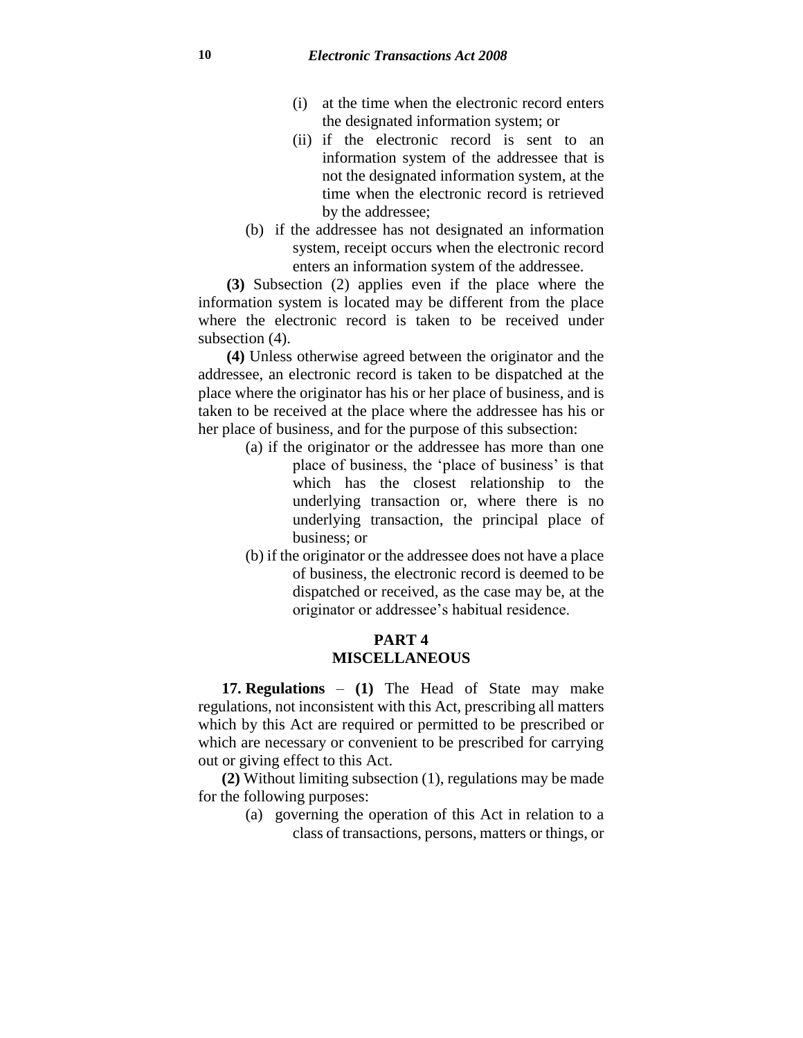(i) at the time when the electronic record enters the designated information system; or

(ii) if the electronic record is sent to an information system of the addressee that is not the designated information system, at the time when the electronic record is retrieved by the addressee;

(b) if the addressee has not designated an information system, receipt occurs when the electronic record enters an information system of the addressee.

**(3)** Subsection (2) applies even if the place where the information system is located may be different from the place where the electronic record is taken to be received under subsection (4).

**(4)** Unless otherwise agreed between the originator and the addressee, an electronic record is taken to be dispatched at the place where the originator has his or her place of business, and is taken to be received at the place where the addressee has his or her place of business, and for the purpose of this subsection:

(a) if the originator or the addressee has more than one place of business, the 'place of business' is that which has the closest relationship to the underlying transaction or, where there is no underlying transaction, the principal place of business; or

(b) if the originator or the addressee does not have a place of business, the electronic record is deemed to be dispatched or received, as the case may be, at the originator or addressee's habitual residence.

## PART 4
## MISCELLANEOUS

**17. Regulations** – **(1)** The Head of State may make regulations, not inconsistent with this Act, prescribing all matters which by this Act are required or permitted to be prescribed or which are necessary or convenient to be prescribed for carrying out or giving effect to this Act.

**(2)** Without limiting subsection (1), regulations may be made for the following purposes:

(a) governing the operation of this Act in relation to a class of transactions, persons, matters or things, or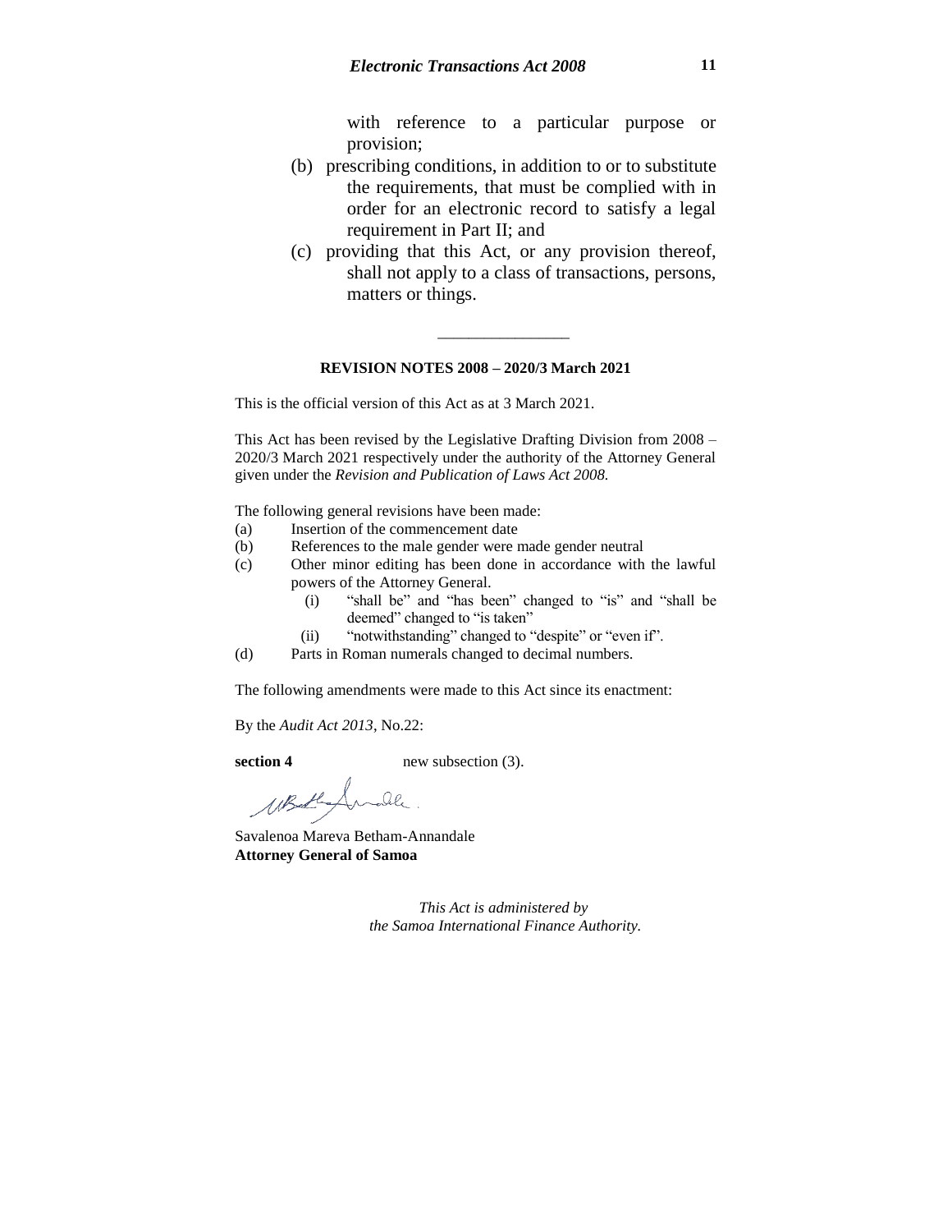with reference to a particular purpose or provision;

(b) prescribing conditions, in addition to or to substitute the requirements, that must be complied with in order for an electronic record to satisfy a legal requirement in Part II; and

(c) providing that this Act, or any provision thereof, shall not apply to a class of transactions, persons, matters or things.

---

**REVISION NOTES 2008 – 2020/3 March 2021**

This is the official version of this Act as at 3 March 2021.

This Act has been revised by the Legislative Drafting Division from 2008 – 2020/3 March 2021 respectively under the authority of the Attorney General given under the *Revision and Publication of Laws Act 2008.*

The following general revisions have been made:

(a) Insertion of the commencement date

(b) References to the male gender were made gender neutral

(c) Other minor editing has been done in accordance with the lawful powers of the Attorney General.

  (i) "shall be" and "has been" changed to "is" and "shall be deemed" changed to "is taken"

  (ii) "notwithstanding" changed to "despite" or "even if".

(d) Parts in Roman numerals changed to decimal numbers.

The following amendments were made to this Act since its enactment:

By the *Audit Act 2013*, No.22:

**section 4** new subsection (3).

Savalenoa Mareva Betham-Annandale
**Attorney General of Samoa**

*This Act is administered by the Samoa International Finance Authority.*